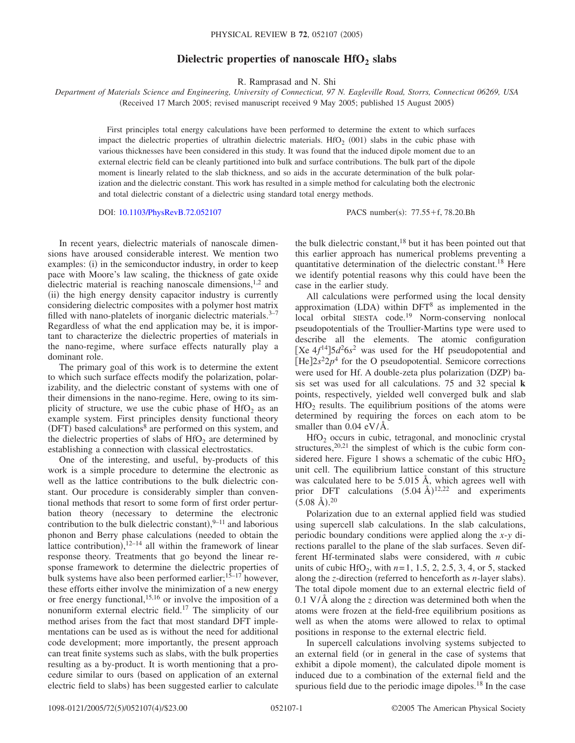# Dielectric properties of nanoscale $HfO_2$ slabs

R. Ramprasad and N. Shi

*Department of Materials Science and Engineering, University of Connecticut, 97 N. Eagleville Road, Storrs, Connecticut 06269, USA*

(Received 17 March 2005; revised manuscript received 9 May 2005; published 15 August 2005)

First principles total energy calculations have been performed to determine the extent to which surfaces impact the dielectric properties of ultrathin dielectric materials. $HfO_2$ (001) slabs in the cubic phase with various thicknesses have been considered in this study. It was found that the induced dipole moment due to an external electric field can be cleanly partitioned into bulk and surface contributions. The bulk part of the dipole moment is linearly related to the slab thickness, and so aids in the accurate determination of the bulk polarization and the dielectric constant. This work has resulted in a simple method for calculating both the electronic and total dielectric constant of a dielectric using standard total energy methods.

DOI: 10.1103/PhysRevB.72.052107 PACS number(s): 77.55.+f, 78.20.Bh

In recent years, dielectric materials of nanoscale dimensions have aroused considerable interest. We mention two examples: (i) in the semiconductor industry, in order to keep pace with Moore's law scaling, the thickness of gate oxide dielectric material is reaching nanoscale dimensions,[1,2] and (ii) the high energy density capacitor industry is currently considering dielectric composites with a polymer host matrix filled with nano-platelets of inorganic dielectric materials.[3–7] Regardless of what the end application may be, it is important to characterize the dielectric properties of materials in the nano-regime, where surface effects naturally play a dominant role.

The primary goal of this work is to determine the extent to which such surface effects modify the polarization, polarizability, and the dielectric constant of systems with one of their dimensions in the nano-regime. Here, owing to its simplicity of structure, we use the cubic phase of $HfO_2$ as an example system. First principles density functional theory (DFT) based calculations[8] are performed on this system, and the dielectric properties of slabs of $HfO_2$ are determined by establishing a connection with classical electrostatics.

One of the interesting, and useful, by-products of this work is a simple procedure to determine the electronic as well as the lattice contributions to the bulk dielectric constant. Our procedure is considerably simpler than conventional methods that resort to some form of first order perturbation theory (necessary to determine the electronic contribution to the bulk dielectric constant),[9–11] and laborious phonon and Berry phase calculations (needed to obtain the lattice contribution),[12–14] all within the framework of linear response theory. Treatments that go beyond the linear response framework to determine the dielectric properties of bulk systems have also been performed earlier;[15–17] however, these efforts either involve the minimization of a new energy or free energy functional,[15,16] or involve the imposition of a nonuniform external electric field.[17] The simplicity of our method arises from the fact that most standard DFT implementations can be used as is without the need for additional code development; more importantly, the present approach can treat finite systems such as slabs, with the bulk properties resulting as a by-product. It is worth mentioning that a procedure similar to ours (based on application of an external electric field to slabs) has been suggested earlier to calculate the bulk dielectric constant,[18] but it has been pointed out that this earlier approach has numerical problems preventing a quantitative determination of the dielectric constant.[18] Here we identify potential reasons why this could have been the case in the earlier study.

All calculations were performed using the local density approximation (LDA) within DFT[8] as implemented in the local orbital SIESTA code.[19] Norm-conserving nonlocal pseudopotentials of the Troullier-Martins type were used to describe all the elements. The atomic configuration [Xe $4f^{14}$]$5d^2 6s^2$ was used for the Hf pseudopotential and [He]$2s^2 2p^4$ for the O pseudopotential. Semicore corrections were used for Hf. A double-zeta plus polarization (DZP) basis set was used for all calculations. 75 and 32 special **k** points, respectively, yielded well converged bulk and slab $HfO_2$ results. The equilibrium positions of the atoms were determined by requiring the forces on each atom to be smaller than 0.04 eV/Å.

$HfO_2$ occurs in cubic, tetragonal, and monoclinic crystal structures,[20,21] the simplest of which is the cubic form considered here. Figure 1 shows a schematic of the cubic $HfO_2$ unit cell. The equilibrium lattice constant of this structure was calculated here to be 5.015 Å, which agrees well with prior DFT calculations (5.04 Å)[12,22] and experiments (5.08 Å).[20]

Polarization due to an external applied field was studied using supercell slab calculations. In the slab calculations, periodic boundary conditions were applied along the $x$-$y$ directions parallel to the plane of the slab surfaces. Seven different Hf-terminated slabs were considered, with $n$ cubic units of cubic $HfO_2$, with $n=1$, 1.5, 2, 2.5, 3, 4, or 5, stacked along the $z$-direction (referred to henceforth as $n$-layer slabs). The total dipole moment due to an external electric field of 0.1 V/Å along the $z$ direction was determined both when the atoms were frozen at the field-free equilibrium positions as well as when the atoms were allowed to relax to optimal positions in response to the external electric field.

In supercell calculations involving systems subjected to an external field (or in general in the case of systems that exhibit a dipole moment), the calculated dipole moment is induced due to a combination of the external field and the spurious field due to the periodic image dipoles.[18] In the case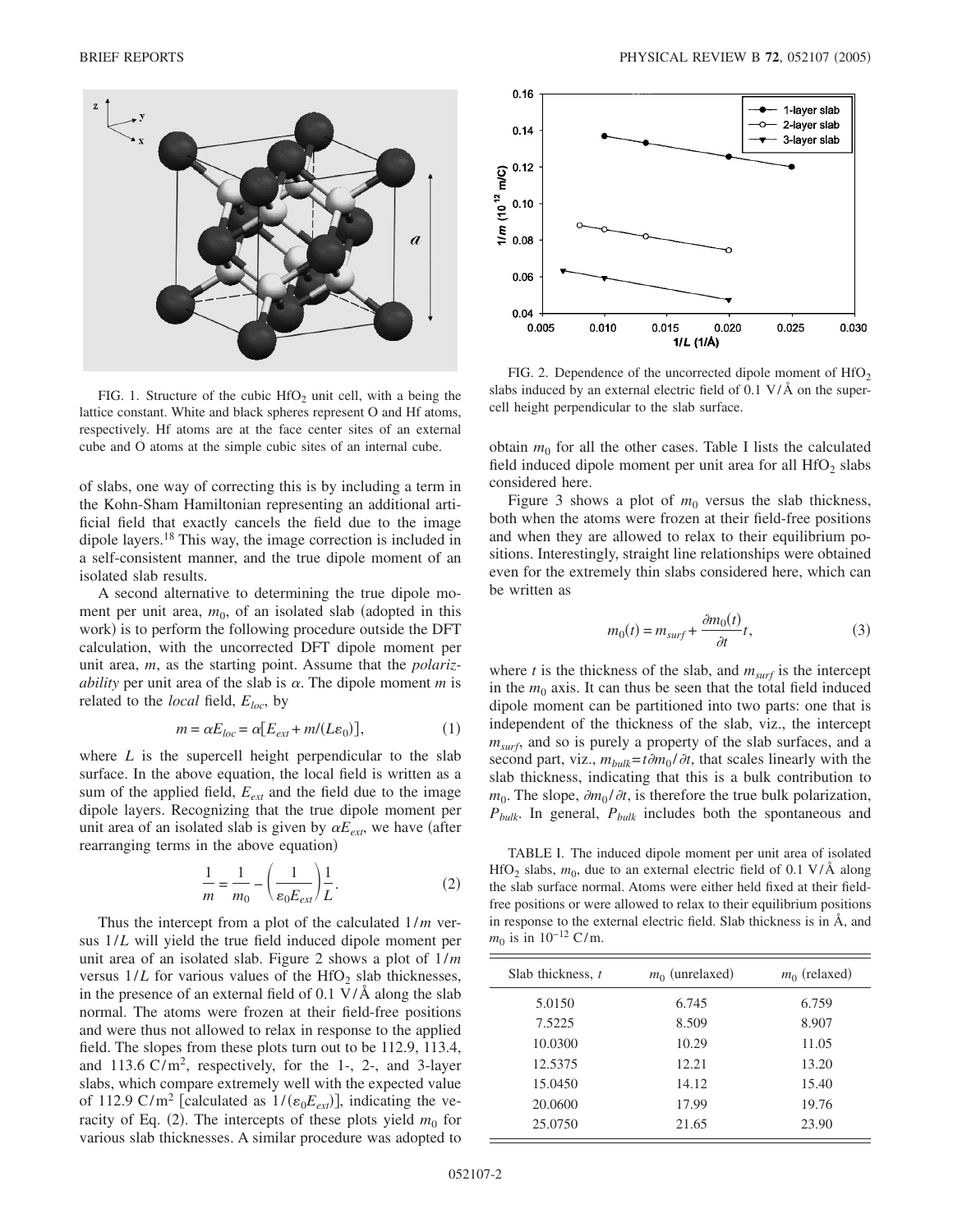FIG. 1. Structure of the cubic $HfO_2$ unit cell, with a being the lattice constant. White and black spheres represent O and Hf atoms, respectively. Hf atoms are at the face center sites of an external cube and O atoms at the simple cubic sites of an internal cube.

of slabs, one way of correcting this is by including a term in the Kohn-Sham Hamiltonian representing an additional artificial field that exactly cancels the field due to the image dipole layers.[18] This way, the image correction is included in a self-consistent manner, and the true dipole moment of an isolated slab results.

A second alternative to determining the true dipole moment per unit area, $m_0$, of an isolated slab (adopted in this work) is to perform the following procedure outside the DFT calculation, with the uncorrected DFT dipole moment per unit area, $m$, as the starting point. Assume that the *polarizability* per unit area of the slab is $\alpha$. The dipole moment $m$ is related to the *local* field, $E_{loc}$, by

$$m = \alpha E_{loc} = \alpha[E_{ext} + m/(L\varepsilon_0)], \tag{1}$$

where $L$ is the supercell height perpendicular to the slab surface. In the above equation, the local field is written as a sum of the applied field, $E_{ext}$ and the field due to the image dipole layers. Recognizing that the true dipole moment per unit area of an isolated slab is given by $\alpha E_{ext}$, we have (after rearranging terms in the above equation)

$$\frac{1}{m} = \frac{1}{m_0} - \left(\frac{1}{\varepsilon_0 E_{ext}}\right)\frac{1}{L}. \tag{2}$$

Thus the intercept from a plot of the calculated $1/m$ versus $1/L$ will yield the true field induced dipole moment per unit area of an isolated slab. Figure 2 shows a plot of $1/m$ versus $1/L$ for various values of the $HfO_2$ slab thicknesses, in the presence of an external field of 0.1 V/Å along the slab normal. The atoms were frozen at their field-free positions and were thus not allowed to relax in response to the applied field. The slopes from these plots turn out to be 112.9, 113.4, and 113.6 $C/m^2$, respectively, for the 1-, 2-, and 3-layer slabs, which compare extremely well with the expected value of 112.9 $C/m^2$ [calculated as $1/(\varepsilon_0 E_{ext})$], indicating the veracity of Eq. (2). The intercepts of these plots yield $m_0$ for various slab thicknesses. A similar procedure was adopted to

FIG. 2. Dependence of the uncorrected dipole moment of $HfO_2$ slabs induced by an external electric field of 0.1 V/Å on the supercell height perpendicular to the slab surface.

obtain $m_0$ for all the other cases. Table I lists the calculated field induced dipole moment per unit area for all $HfO_2$ slabs considered here.

Figure 3 shows a plot of $m_0$ versus the slab thickness, both when the atoms were frozen at their field-free positions and when they are allowed to relax to their equilibrium positions. Interestingly, straight line relationships were obtained even for the extremely thin slabs considered here, which can be written as

$$m_0(t) = m_{surf} + \frac{\partial m_0(t)}{\partial t} t, \tag{3}$$

where $t$ is the thickness of the slab, and $m_{surf}$ is the intercept in the $m_0$ axis. It can thus be seen that the total field induced dipole moment can be partitioned into two parts: one that is independent of the thickness of the slab, viz., the intercept $m_{surf}$, and so is purely a property of the slab surfaces, and a second part, viz., $m_{bulk} = t\partial m_0/\partial t$, that scales linearly with the slab thickness, indicating that this is a bulk contribution to $m_0$. The slope, $\partial m_0/\partial t$, is therefore the true bulk polarization, $P_{bulk}$. In general, $P_{bulk}$ includes both the spontaneous and

TABLE I. The induced dipole moment per unit area of isolated $HfO_2$ slabs, $m_0$, due to an external electric field of 0.1 V/Å along the slab surface normal. Atoms were either held fixed at their field-free positions or were allowed to relax to their equilibrium positions in response to the external electric field. Slab thickness is in Å, and $m_0$ is in $10^{-12}$ C/m.

| Slab thickness, $t$ | $m_0$ (unrelaxed) | $m_0$ (relaxed) |
|---|---|---|
| 5.0150 | 6.745 | 6.759 |
| 7.5225 | 8.509 | 8.907 |
| 10.0300 | 10.29 | 11.05 |
| 12.5375 | 12.21 | 13.20 |
| 15.0450 | 14.12 | 15.40 |
| 20.0600 | 17.99 | 19.76 |
| 25.0750 | 21.65 | 23.90 |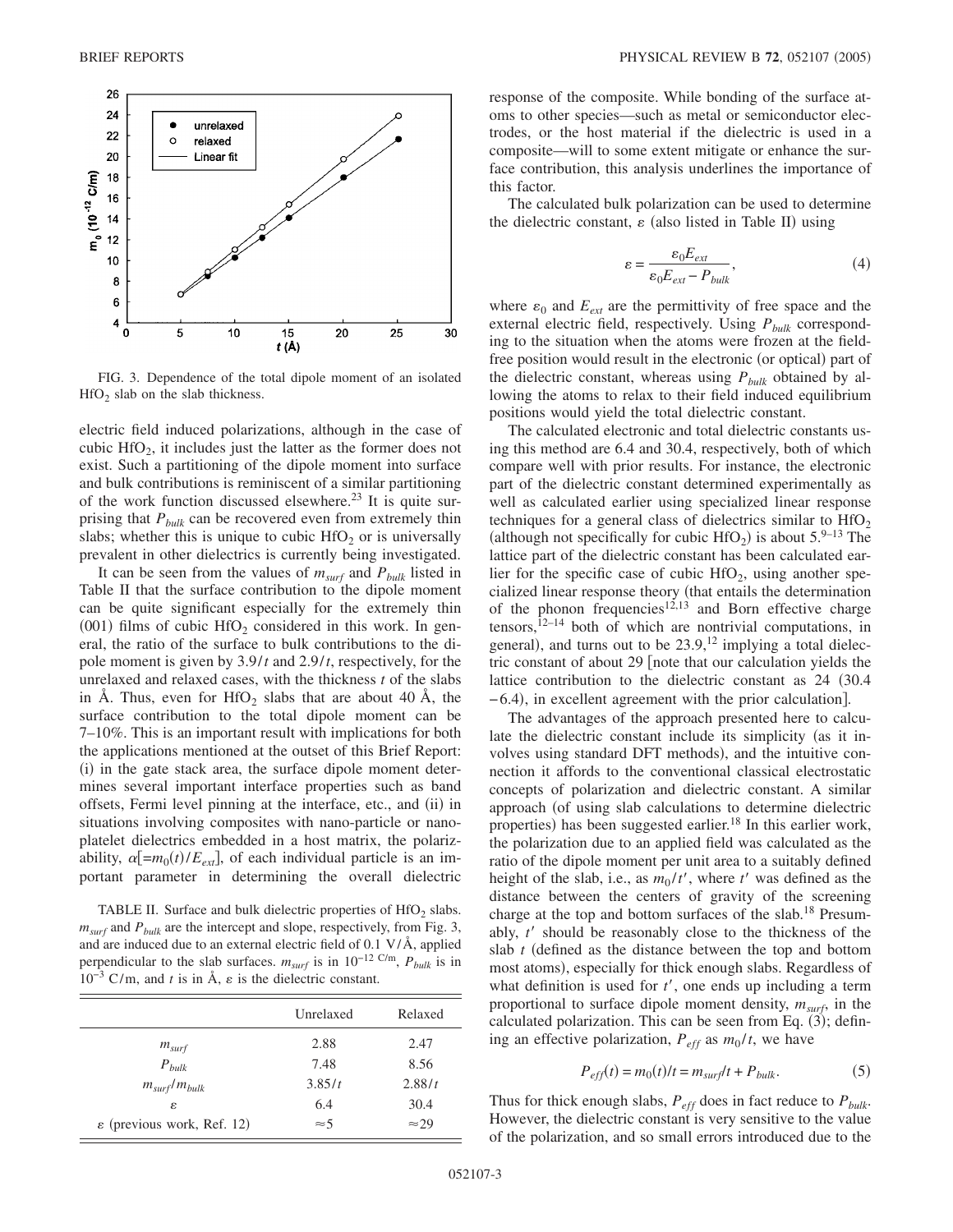FIG. 3. Dependence of the total dipole moment of an isolated $HfO_2$ slab on the slab thickness.

electric field induced polarizations, although in the case of cubic $HfO_2$, it includes just the latter as the former does not exist. Such a partitioning of the dipole moment into surface and bulk contributions is reminiscent of a similar partitioning of the work function discussed elsewhere.[23] It is quite surprising that $P_{bulk}$ can be recovered even from extremely thin slabs; whether this is unique to cubic $HfO_2$ or is universally prevalent in other dielectrics is currently being investigated.

It can be seen from the values of $m_{surf}$ and $P_{bulk}$ listed in Table II that the surface contribution to the dipole moment can be quite significant especially for the extremely thin (001) films of cubic $HfO_2$ considered in this work. In general, the ratio of the surface to bulk contributions to the dipole moment is given by $3.9/t$ and $2.9/t$, respectively, for the unrelaxed and relaxed cases, with the thickness $t$ of the slabs in Å. Thus, even for $HfO_2$ slabs that are about 40 Å, the surface contribution to the total dipole moment can be 7–10%. This is an important result with implications for both the applications mentioned at the outset of this Brief Report: (i) in the gate stack area, the surface dipole moment determines several important interface properties such as band offsets, Fermi level pinning at the interface, etc., and (ii) in situations involving composites with nano-particle or nano-platelet dielectrics embedded in a host matrix, the polarizability, $\alpha[=m_0(t)/E_{ext}]$, of each individual particle is an important parameter in determining the overall dielectric response of the composite. While bonding of the surface atoms to other species—such as metal or semiconductor electrodes, or the host material if the dielectric is used in a composite—will to some extent mitigate or enhance the surface contribution, this analysis underlines the importance of this factor.

TABLE II. Surface and bulk dielectric properties of $HfO_2$ slabs. $m_{surf}$ and $P_{bulk}$ are the intercept and slope, respectively, from Fig. 3, and are induced due to an external electric field of 0.1 V/Å, applied perpendicular to the slab surfaces. $m_{surf}$ is in $10^{-12}$ C/m, $P_{bulk}$ is in $10^{-3}$ C/m, and $t$ is in Å, $\varepsilon$ is the dielectric constant.

| | Unrelaxed | Relaxed |
|---|---|---|
| $m_{surf}$ | 2.88 | 2.47 |
| $P_{bulk}$ | 7.48 | 8.56 |
| $m_{surf}/m_{bulk}$ | $3.85/t$ | $2.88/t$ |
| $\varepsilon$ | 6.4 | 30.4 |
| $\varepsilon$ (previous work, Ref. 12) | $\approx 5$ | $\approx 29$ |

The calculated bulk polarization can be used to determine the dielectric constant, $\varepsilon$ (also listed in Table II) using

$$\varepsilon = \frac{\varepsilon_0 E_{ext}}{\varepsilon_0 E_{ext} - P_{bulk}}, \tag{4}$$

where $\varepsilon_0$ and $E_{ext}$ are the permittivity of free space and the external electric field, respectively. Using $P_{bulk}$ corresponding to the situation when the atoms were frozen at the field-free position would result in the electronic (or optical) part of the dielectric constant, whereas using $P_{bulk}$ obtained by allowing the atoms to relax to their field induced equilibrium positions would yield the total dielectric constant.

The calculated electronic and total dielectric constants using this method are 6.4 and 30.4, respectively, both of which compare well with prior results. For instance, the electronic part of the dielectric constant determined experimentally as well as calculated earlier using specialized linear response techniques for a general class of dielectrics similar to $HfO_2$ (although not specifically for cubic $HfO_2$) is about 5.[9–13] The lattice part of the dielectric constant has been calculated earlier for the specific case of cubic $HfO_2$, using another specialized linear response theory (that entails the determination of the phonon frequencies[12,13] and Born effective charge tensors,[12–14] both of which are nontrivial computations, in general), and turns out to be 23.9,[12] implying a total dielectric constant of about 29 [note that our calculation yields the lattice contribution to the dielectric constant as 24 (30.4 −6.4), in excellent agreement with the prior calculation].

The advantages of the approach presented here to calculate the dielectric constant include its simplicity (as it involves using standard DFT methods), and the intuitive connection it affords to the conventional classical electrostatic concepts of polarization and dielectric constant. A similar approach (of using slab calculations to determine dielectric properties) has been suggested earlier.[18] In this earlier work, the polarization due to an applied field was calculated as the ratio of the dipole moment per unit area to a suitably defined height of the slab, i.e., as $m_0/t'$, where $t'$ was defined as the distance between the centers of gravity of the screening charge at the top and bottom surfaces of the slab.[18] Presumably, $t'$ should be reasonably close to the thickness of the slab $t$ (defined as the distance between the top and bottom most atoms), especially for thick enough slabs. Regardless of what definition is used for $t'$, one ends up including a term proportional to surface dipole moment density, $m_{surf}$, in the calculated polarization. This can be seen from Eq. (3); defining an effective polarization, $P_{eff}$ as $m_0/t$, we have

$$P_{eff}(t) = m_0(t)/t = m_{surf}/t + P_{bulk}. \tag{5}$$

Thus for thick enough slabs, $P_{eff}$ does in fact reduce to $P_{bulk}$. However, the dielectric constant is very sensitive to the value of the polarization, and so small errors introduced due to the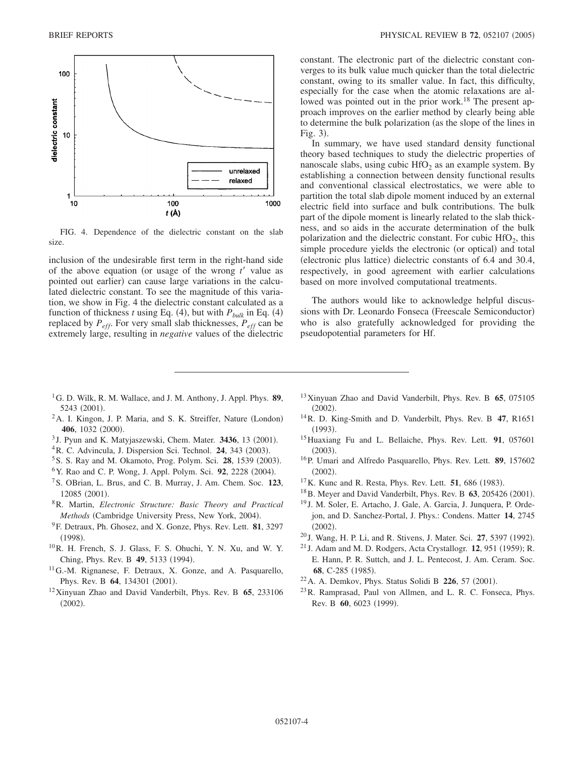dielectric constant

100

10

1

10

100

1000

t (Å)

unrelaxed

relaxed

FIG. 4. Dependence of the dielectric constant on the slab size.

inclusion of the undesirable first term in the right-hand side of the above equation (or usage of the wrong $t'$ value as pointed out earlier) can cause large variations in the calculated dielectric constant. To see the magnitude of this variation, we show in Fig. 4 the dielectric constant calculated as a function of thickness $t$ using Eq. (4), but with $P_{bulk}$ in Eq. (4) replaced by $P_{eff}$. For very small slab thicknesses, $P_{eff}$ can be extremely large, resulting in *negative* values of the dielectric constant. The electronic part of the dielectric constant converges to its bulk value much quicker than the total dielectric constant, owing to its smaller value. In fact, this difficulty, especially for the case when the atomic relaxations are allowed was pointed out in the prior work.[18] The present approach improves on the earlier method by clearly being able to determine the bulk polarization (as the slope of the lines in Fig. 3).

In summary, we have used standard density functional theory based techniques to study the dielectric properties of nanoscale slabs, using cubic $HfO_2$ as an example system. By establishing a connection between density functional results and conventional classical electrostatics, we were able to partition the total slab dipole moment induced by an external electric field into surface and bulk contributions. The bulk part of the dipole moment is linearly related to the slab thickness, and so aids in the accurate determination of the bulk polarization and the dielectric constant. For cubic $HfO_2$, this simple procedure yields the electronic (or optical) and total (electronic plus lattice) dielectric constants of 6.4 and 30.4, respectively, in good agreement with earlier calculations based on more involved computational treatments.

The authors would like to acknowledge helpful discussions with Dr. Leonardo Fonseca (Freescale Semiconductor) who is also gratefully acknowledged for providing the pseudopotential parameters for Hf.

---

[1] G. D. Wilk, R. M. Wallace, and J. M. Anthony, J. Appl. Phys. **89**, 5243 (2001).

[2] A. I. Kingon, J. P. Maria, and S. K. Streiffer, Nature (London) **406**, 1032 (2000).

[3] J. Pyun and K. Matyjaszewski, Chem. Mater. **3436**, 13 (2001).

[4] R. C. Advincula, J. Dispersion Sci. Technol. **24**, 343 (2003).

[5] S. S. Ray and M. Okamoto, Prog. Polym. Sci. **28**, 1539 (2003).

[6] Y. Rao and C. P. Wong, J. Appl. Polym. Sci. **92**, 2228 (2004).

[7] S. OBrian, L. Brus, and C. B. Murray, J. Am. Chem. Soc. **123**, 12085 (2001).

[8] R. Martin, *Electronic Structure: Basic Theory and Practical Methods* (Cambridge University Press, New York, 2004).

[9] F. Detraux, Ph. Ghosez, and X. Gonze, Phys. Rev. Lett. **81**, 3297 (1998).

[10] R. H. French, S. J. Glass, F. S. Ohuchi, Y. N. Xu, and W. Y. Ching, Phys. Rev. B **49**, 5133 (1994).

[11] G.-M. Rignanese, F. Detraux, X. Gonze, and A. Pasquarello, Phys. Rev. B **64**, 134301 (2001).

[12] Xinyuan Zhao and David Vanderbilt, Phys. Rev. B **65**, 233106 (2002).

[13] Xinyuan Zhao and David Vanderbilt, Phys. Rev. B **65**, 075105 (2002).

[14] R. D. King-Smith and D. Vanderbilt, Phys. Rev. B **47**, R1651 (1993).

[15] Huaxiang Fu and L. Bellaiche, Phys. Rev. Lett. **91**, 057601 (2003).

[16] P. Umari and Alfredo Pasquarello, Phys. Rev. Lett. **89**, 157602 (2002).

[17] K. Kunc and R. Resta, Phys. Rev. Lett. **51**, 686 (1983).

[18] B. Meyer and David Vanderbilt, Phys. Rev. B **63**, 205426 (2001).

[19] J. M. Soler, E. Artacho, J. Gale, A. Garcia, J. Junquera, P. Ordejon, and D. Sanchez-Portal, J. Phys.: Condens. Matter **14**, 2745 (2002).

[20] J. Wang, H. P. Li, and R. Stivens, J. Mater. Sci. **27**, 5397 (1992).

[21] J. Adam and M. D. Rodgers, Acta Crystallogr. **12**, 951 (1959); R. E. Hann, P. R. Suttch, and J. L. Pentecost, J. Am. Ceram. Soc. **68**, C-285 (1985).

[22] A. A. Demkov, Phys. Status Solidi B **226**, 57 (2001).

[23] R. Ramprasad, Paul von Allmen, and L. R. C. Fonseca, Phys. Rev. B **60**, 6023 (1999).